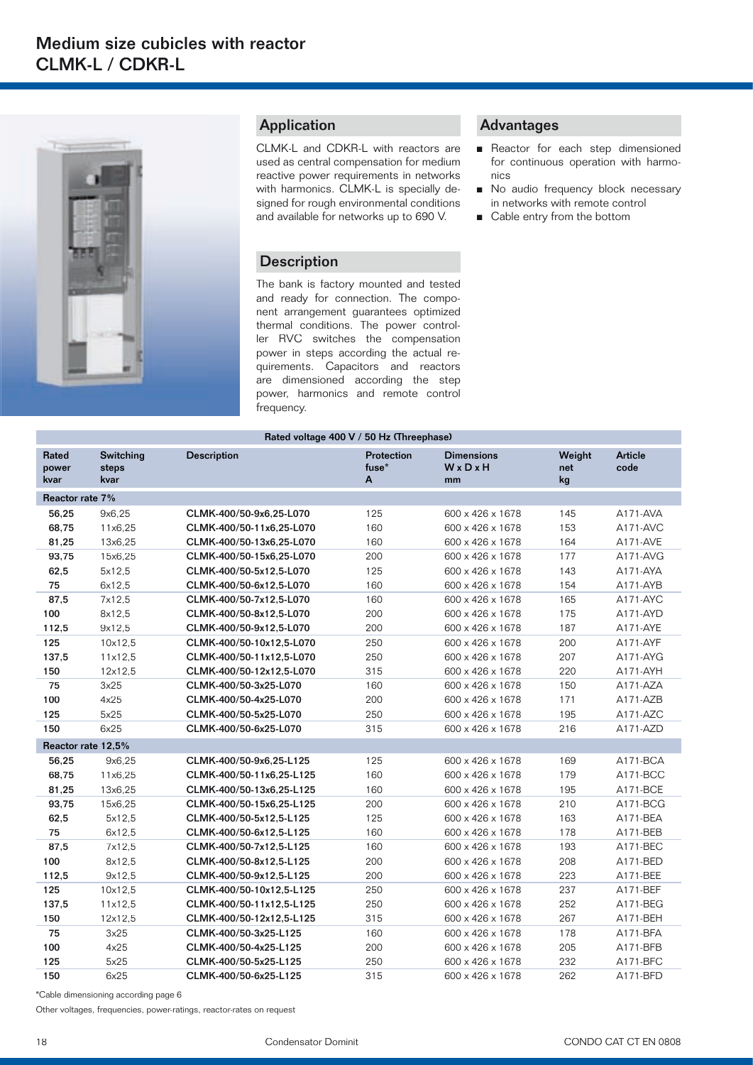# Medium size cubicles with reactor CLMK-L / CDKR-L

## Application

CLMK-L and CDKR-L with reactors are used as central compensation for medium reactive power requirements in networks with harmonics. CLMK-L is specially designed for rough environmental conditions and available for networks up to 690 V.

## Description

The bank is factory mounted and tested and ready for connection. The component arrangement guarantees optimized thermal conditions. The power controller RVC switches the compensation power in steps according the actual requirements. Capacitors and reactors are dimensioned according the step power, harmonics and remote control frequency.

## Advantages

- Reactor for each step dimensioned for continuous operation with harmonics
- No audio frequency block necessary in networks with remote control
- Cable entry from the bottom

**Rated voltage 400 V / 50 Hz (Threephase)**

| Rated power kvar | Switching steps kvar | Description | Protection fuse* A | Dimensions W x D x H mm | Weight net kg | Article code |
|---|---|---|---|---|---|---|
| **Reactor rate 7%** | | | | | | |
| 56,25 | 9x6,25 | CLMK-400/50-9x6,25-L070 | 125 | 600 x 426 x 1678 | 145 | A171-AVA |
| 68,75 | 11x6,25 | CLMK-400/50-11x6,25-L070 | 160 | 600 x 426 x 1678 | 153 | A171-AVC |
| 81,25 | 13x6,25 | CLMK-400/50-13x6,25-L070 | 160 | 600 x 426 x 1678 | 164 | A171-AVE |
| 93,75 | 15x6,25 | CLMK-400/50-15x6,25-L070 | 200 | 600 x 426 x 1678 | 177 | A171-AVG |
| 62,5 | 5x12,5 | CLMK-400/50-5x12,5-L070 | 125 | 600 x 426 x 1678 | 143 | A171-AYA |
| 75 | 6x12,5 | CLMK-400/50-6x12,5-L070 | 160 | 600 x 426 x 1678 | 154 | A171-AYB |
| 87,5 | 7x12,5 | CLMK-400/50-7x12,5-L070 | 160 | 600 x 426 x 1678 | 165 | A171-AYC |
| 100 | 8x12,5 | CLMK-400/50-8x12,5-L070 | 200 | 600 x 426 x 1678 | 175 | A171-AYD |
| 112,5 | 9x12,5 | CLMK-400/50-9x12,5-L070 | 200 | 600 x 426 x 1678 | 187 | A171-AYE |
| 125 | 10x12,5 | CLMK-400/50-10x12,5-L070 | 250 | 600 x 426 x 1678 | 200 | A171-AYF |
| 137,5 | 11x12,5 | CLMK-400/50-11x12,5-L070 | 250 | 600 x 426 x 1678 | 207 | A171-AYG |
| 150 | 12x12,5 | CLMK-400/50-12x12,5-L070 | 315 | 600 x 426 x 1678 | 220 | A171-AYH |
| 75 | 3x25 | CLMK-400/50-3x25-L070 | 160 | 600 x 426 x 1678 | 150 | A171-AZA |
| 100 | 4x25 | CLMK-400/50-4x25-L070 | 200 | 600 x 426 x 1678 | 171 | A171-AZB |
| 125 | 5x25 | CLMK-400/50-5x25-L070 | 250 | 600 x 426 x 1678 | 195 | A171-AZC |
| 150 | 6x25 | CLMK-400/50-6x25-L070 | 315 | 600 x 426 x 1678 | 216 | A171-AZD |
| **Reactor rate 12,5%** | | | | | | |
| 56,25 | 9x6,25 | CLMK-400/50-9x6,25-L125 | 125 | 600 x 426 x 1678 | 169 | A171-BCA |
| 68,75 | 11x6,25 | CLMK-400/50-11x6,25-L125 | 160 | 600 x 426 x 1678 | 179 | A171-BCC |
| 81,25 | 13x6,25 | CLMK-400/50-13x6,25-L125 | 160 | 600 x 426 x 1678 | 195 | A171-BCE |
| 93,75 | 15x6,25 | CLMK-400/50-15x6,25-L125 | 200 | 600 x 426 x 1678 | 210 | A171-BCG |
| 62,5 | 5x12,5 | CLMK-400/50-5x12,5-L125 | 125 | 600 x 426 x 1678 | 163 | A171-BEA |
| 75 | 6x12,5 | CLMK-400/50-6x12,5-L125 | 160 | 600 x 426 x 1678 | 178 | A171-BEB |
| 87,5 | 7x12,5 | CLMK-400/50-7x12,5-L125 | 160 | 600 x 426 x 1678 | 193 | A171-BEC |
| 100 | 8x12,5 | CLMK-400/50-8x12,5-L125 | 200 | 600 x 426 x 1678 | 208 | A171-BED |
| 112,5 | 9x12,5 | CLMK-400/50-9x12,5-L125 | 200 | 600 x 426 x 1678 | 223 | A171-BEE |
| 125 | 10x12,5 | CLMK-400/50-10x12,5-L125 | 250 | 600 x 426 x 1678 | 237 | A171-BEF |
| 137,5 | 11x12,5 | CLMK-400/50-11x12,5-L125 | 250 | 600 x 426 x 1678 | 252 | A171-BEG |
| 150 | 12x12,5 | CLMK-400/50-12x12,5-L125 | 315 | 600 x 426 x 1678 | 267 | A171-BEH |
| 75 | 3x25 | CLMK-400/50-3x25-L125 | 160 | 600 x 426 x 1678 | 178 | A171-BFA |
| 100 | 4x25 | CLMK-400/50-4x25-L125 | 200 | 600 x 426 x 1678 | 205 | A171-BFB |
| 125 | 5x25 | CLMK-400/50-5x25-L125 | 250 | 600 x 426 x 1678 | 232 | A171-BFC |
| 150 | 6x25 | CLMK-400/50-6x25-L125 | 315 | 600 x 426 x 1678 | 262 | A171-BFD |

*Cable dimensioning according page 6

Other voltages, frequencies, power-ratings, reactor-rates on request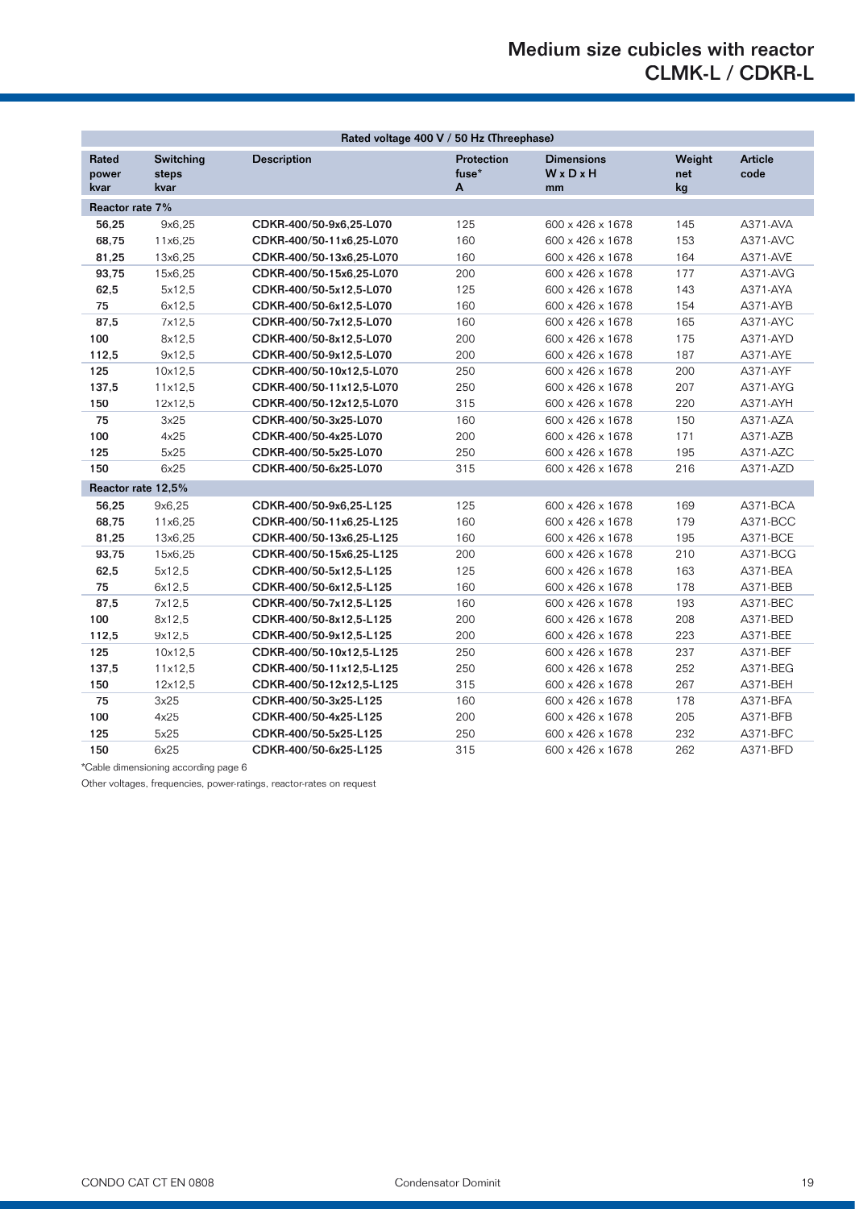# Medium size cubicles with reactor CLMK-L / CDKR-L

| Rated voltage 400 V / 50 Hz (Threephase) | | | | | | |
|---|---|---|---|---|---|---|
| **Rated power kvar** | **Switching steps kvar** | **Description** | **Protection fuse* A** | **Dimensions W x D x H mm** | **Weight net kg** | **Article code** |
| **Reactor rate 7%** | | | | | | |
| **56,25** | 9x6,25 | CDKR-400/50-9x6,25-L070 | 125 | 600 x 426 x 1678 | 145 | A371-AVA |
| **68,75** | 11x6,25 | CDKR-400/50-11x6,25-L070 | 160 | 600 x 426 x 1678 | 153 | A371-AVC |
| **81,25** | 13x6,25 | CDKR-400/50-13x6,25-L070 | 160 | 600 x 426 x 1678 | 164 | A371-AVE |
| **93,75** | 15x6,25 | CDKR-400/50-15x6,25-L070 | 200 | 600 x 426 x 1678 | 177 | A371-AVG |
| **62,5** | 5x12,5 | CDKR-400/50-5x12,5-L070 | 125 | 600 x 426 x 1678 | 143 | A371-AYA |
| **75** | 6x12,5 | CDKR-400/50-6x12,5-L070 | 160 | 600 x 426 x 1678 | 154 | A371-AYB |
| **87,5** | 7x12,5 | CDKR-400/50-7x12,5-L070 | 160 | 600 x 426 x 1678 | 165 | A371-AYC |
| **100** | 8x12,5 | CDKR-400/50-8x12,5-L070 | 200 | 600 x 426 x 1678 | 175 | A371-AYD |
| **112,5** | 9x12,5 | CDKR-400/50-9x12,5-L070 | 200 | 600 x 426 x 1678 | 187 | A371-AYE |
| **125** | 10x12,5 | CDKR-400/50-10x12,5-L070 | 250 | 600 x 426 x 1678 | 200 | A371-AYF |
| **137,5** | 11x12,5 | CDKR-400/50-11x12,5-L070 | 250 | 600 x 426 x 1678 | 207 | A371-AYG |
| **150** | 12x12,5 | CDKR-400/50-12x12,5-L070 | 315 | 600 x 426 x 1678 | 220 | A371-AYH |
| **75** | 3x25 | CDKR-400/50-3x25-L070 | 160 | 600 x 426 x 1678 | 150 | A371-AZA |
| **100** | 4x25 | CDKR-400/50-4x25-L070 | 200 | 600 x 426 x 1678 | 171 | A371-AZB |
| **125** | 5x25 | CDKR-400/50-5x25-L070 | 250 | 600 x 426 x 1678 | 195 | A371-AZC |
| **150** | 6x25 | CDKR-400/50-6x25-L070 | 315 | 600 x 426 x 1678 | 216 | A371-AZD |
| **Reactor rate 12,5%** | | | | | | |
| **56,25** | 9x6,25 | CDKR-400/50-9x6,25-L125 | 125 | 600 x 426 x 1678 | 169 | A371-BCA |
| **68,75** | 11x6,25 | CDKR-400/50-11x6,25-L125 | 160 | 600 x 426 x 1678 | 179 | A371-BCC |
| **81,25** | 13x6,25 | CDKR-400/50-13x6,25-L125 | 160 | 600 x 426 x 1678 | 195 | A371-BCE |
| **93,75** | 15x6,25 | CDKR-400/50-15x6,25-L125 | 200 | 600 x 426 x 1678 | 210 | A371-BCG |
| **62,5** | 5x12,5 | CDKR-400/50-5x12,5-L125 | 125 | 600 x 426 x 1678 | 163 | A371-BEA |
| **75** | 6x12,5 | CDKR-400/50-6x12,5-L125 | 160 | 600 x 426 x 1678 | 178 | A371-BEB |
| **87,5** | 7x12,5 | CDKR-400/50-7x12,5-L125 | 160 | 600 x 426 x 1678 | 193 | A371-BEC |
| **100** | 8x12,5 | CDKR-400/50-8x12,5-L125 | 200 | 600 x 426 x 1678 | 208 | A371-BED |
| **112,5** | 9x12,5 | CDKR-400/50-9x12,5-L125 | 200 | 600 x 426 x 1678 | 223 | A371-BEE |
| **125** | 10x12,5 | CDKR-400/50-10x12,5-L125 | 250 | 600 x 426 x 1678 | 237 | A371-BEF |
| **137,5** | 11x12,5 | CDKR-400/50-11x12,5-L125 | 250 | 600 x 426 x 1678 | 252 | A371-BEG |
| **150** | 12x12,5 | CDKR-400/50-12x12,5-L125 | 315 | 600 x 426 x 1678 | 267 | A371-BEH |
| **75** | 3x25 | CDKR-400/50-3x25-L125 | 160 | 600 x 426 x 1678 | 178 | A371-BFA |
| **100** | 4x25 | CDKR-400/50-4x25-L125 | 200 | 600 x 426 x 1678 | 205 | A371-BFB |
| **125** | 5x25 | CDKR-400/50-5x25-L125 | 250 | 600 x 426 x 1678 | 232 | A371-BFC |
| **150** | 6x25 | CDKR-400/50-6x25-L125 | 315 | 600 x 426 x 1678 | 262 | A371-BFD |

*Cable dimensioning according page 6

Other voltages, frequencies, power-ratings, reactor-rates on request